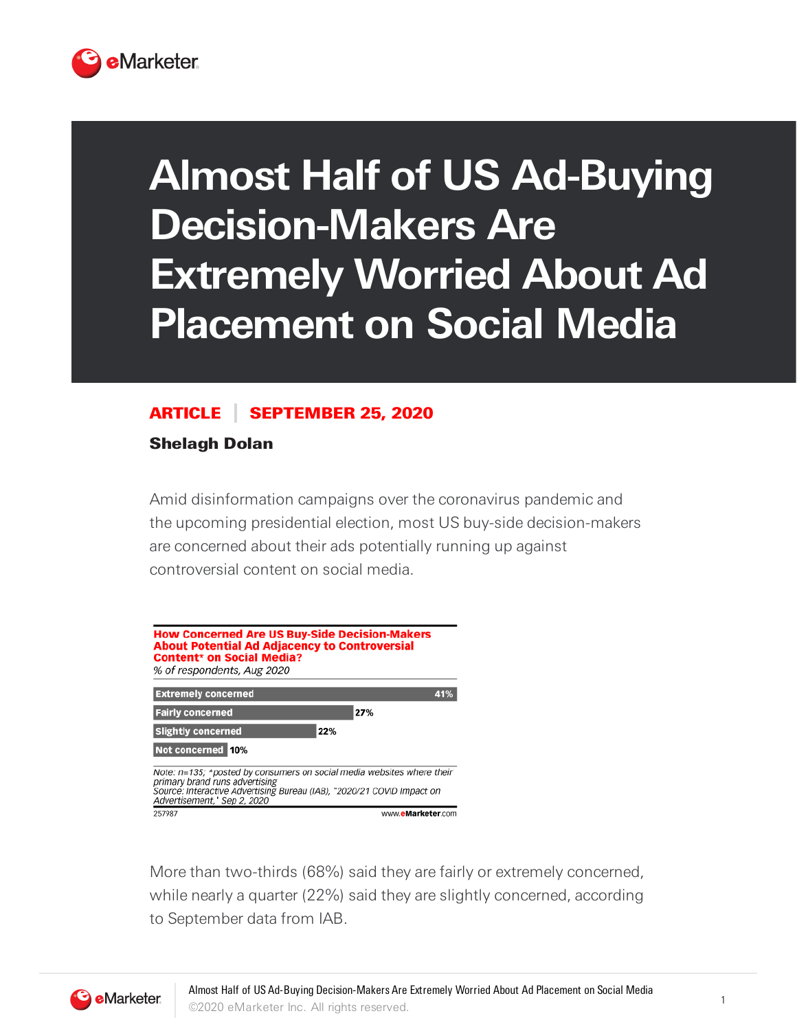# Almost Half of US Ad-Buying Decision-Makers Are Extremely Worried About Ad Placement on Social Media

**ARTICLE | SEPTEMBER 25, 2020**

**Shelagh Dolan**

Amid disinformation campaigns over the coronavirus pandemic and the upcoming presidential election, most US buy-side decision-makers are concerned about their ads potentially running up against controversial content on social media.

**How Concerned Are US Buy-Side Decision-Makers About Potential Ad Adjacency to Controversial Content* on Social Media?**
*% of respondents, Aug 2020*

| Response | % |
|---|---|
| Extremely concerned | 41% |
| Fairly concerned | 27% |
| Slightly concerned | 22% |
| Not concerned | 10% |

*Note: n=135; *posted by consumers on social media websites where their primary brand runs advertising*
*Source: Interactive Advertising Bureau (IAB), "2020/21 COVID Impact on Advertisement," Sep 2, 2020*

257987 www.eMarketer.com

More than two-thirds (68%) said they are fairly or extremely concerned, while nearly a quarter (22%) said they are slightly concerned, according to September data from IAB.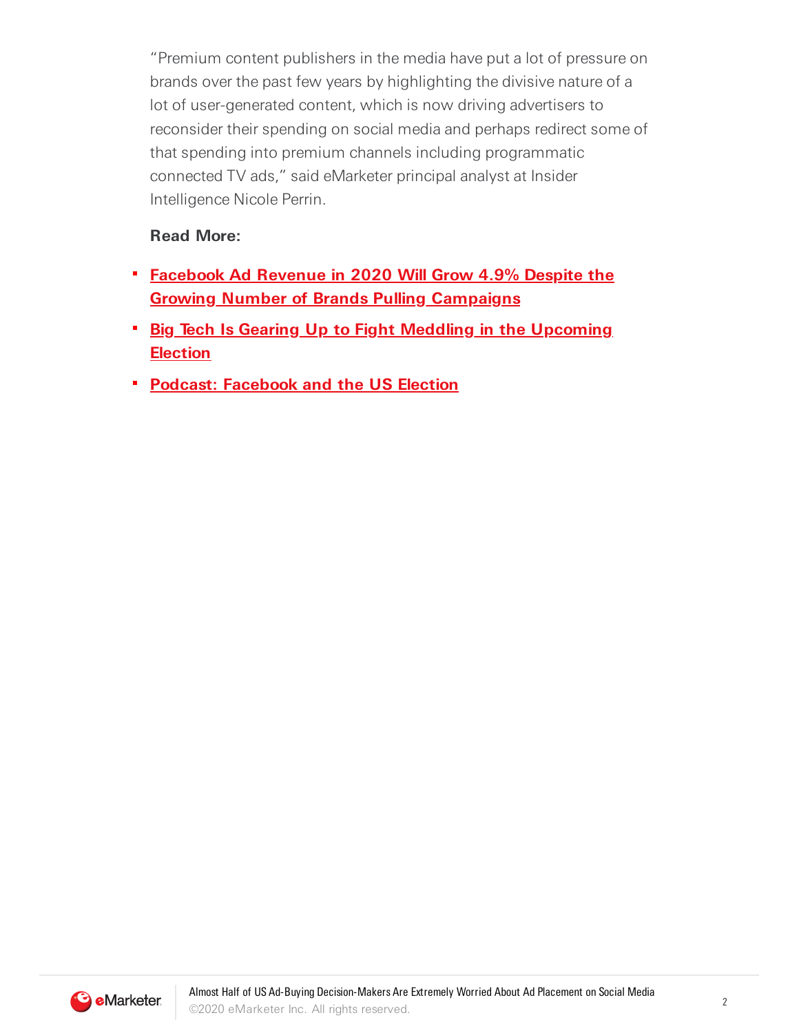"Premium content publishers in the media have put a lot of pressure on brands over the past few years by highlighting the divisive nature of a lot of user-generated content, which is now driving advertisers to reconsider their spending on social media and perhaps redirect some of that spending into premium channels including programmatic connected TV ads," said eMarketer principal analyst at Insider Intelligence Nicole Perrin.

**Read More:**

- **Facebook Ad Revenue in 2020 Will Grow 4.9% Despite the Growing Number of Brands Pulling Campaigns**
- **Big Tech Is Gearing Up to Fight Meddling in the Upcoming Election**
- **Podcast: Facebook and the US Election**